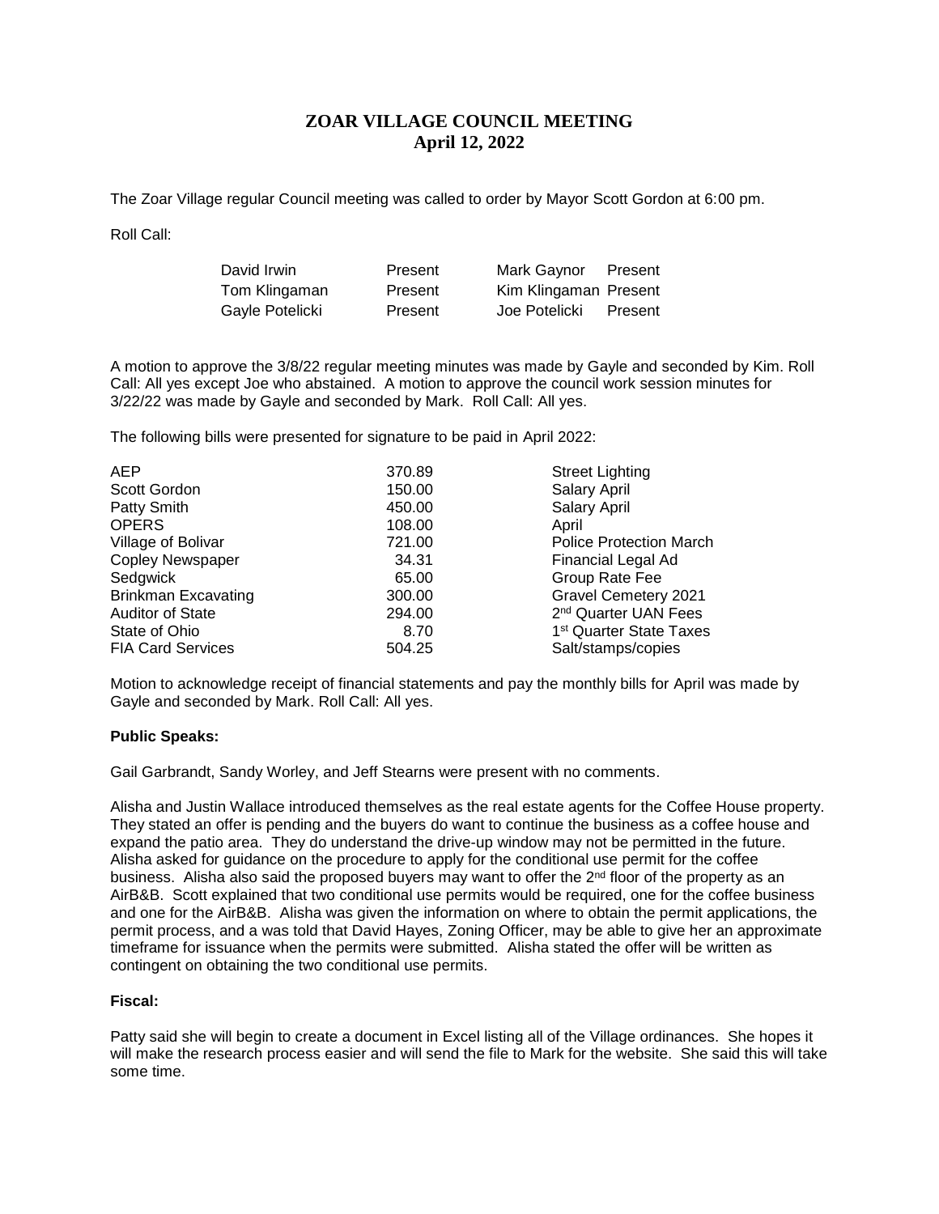# ZOAR VILLAGE COUNCIL MEETING
## April 12, 2022

The Zoar Village regular Council meeting was called to order by Mayor Scott Gordon at 6:00 pm.

Roll Call:

| | | | |
|---|---|---|---|
| David Irwin | Present | Mark Gaynor | Present |
| Tom Klingaman | Present | Kim Klingaman | Present |
| Gayle Potelicki | Present | Joe Potelicki | Present |

A motion to approve the 3/8/22 regular meeting minutes was made by Gayle and seconded by Kim. Roll Call: All yes except Joe who abstained. A motion to approve the council work session minutes for 3/22/22 was made by Gayle and seconded by Mark. Roll Call: All yes.

The following bills were presented for signature to be paid in April 2022:

| | | |
|---|---|---|
| AEP | 370.89 | Street Lighting |
| Scott Gordon | 150.00 | Salary April |
| Patty Smith | 450.00 | Salary April |
| OPERS | 108.00 | April |
| Village of Bolivar | 721.00 | Police Protection March |
| Copley Newspaper | 34.31 | Financial Legal Ad |
| Sedgwick | 65.00 | Group Rate Fee |
| Brinkman Excavating | 300.00 | Gravel Cemetery 2021 |
| Auditor of State | 294.00 | 2nd Quarter UAN Fees |
| State of Ohio | 8.70 | 1st Quarter State Taxes |
| FIA Card Services | 504.25 | Salt/stamps/copies |

Motion to acknowledge receipt of financial statements and pay the monthly bills for April was made by Gayle and seconded by Mark. Roll Call: All yes.

**Public Speaks:**

Gail Garbrandt, Sandy Worley, and Jeff Stearns were present with no comments.

Alisha and Justin Wallace introduced themselves as the real estate agents for the Coffee House property. They stated an offer is pending and the buyers do want to continue the business as a coffee house and expand the patio area. They do understand the drive-up window may not be permitted in the future. Alisha asked for guidance on the procedure to apply for the conditional use permit for the coffee business. Alisha also said the proposed buyers may want to offer the 2nd floor of the property as an AirB&B. Scott explained that two conditional use permits would be required, one for the coffee business and one for the AirB&B. Alisha was given the information on where to obtain the permit applications, the permit process, and a was told that David Hayes, Zoning Officer, may be able to give her an approximate timeframe for issuance when the permits were submitted. Alisha stated the offer will be written as contingent on obtaining the two conditional use permits.

**Fiscal:**

Patty said she will begin to create a document in Excel listing all of the Village ordinances. She hopes it will make the research process easier and will send the file to Mark for the website. She said this will take some time.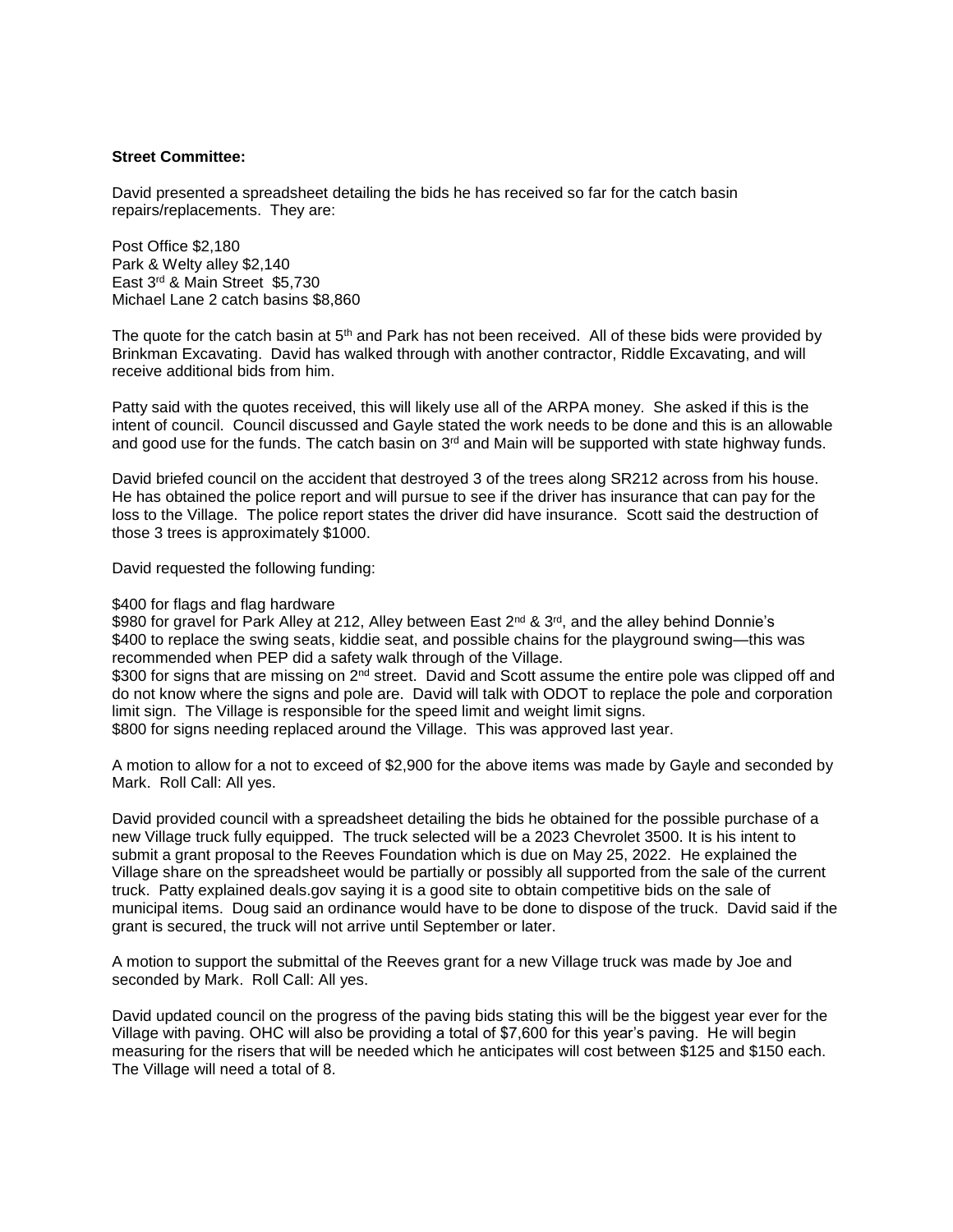**Street Committee:**

David presented a spreadsheet detailing the bids he has received so far for the catch basin repairs/replacements. They are:

Post Office $2,180
Park & Welty alley $2,140
East 3rd & Main Street $5,730
Michael Lane 2 catch basins $8,860

The quote for the catch basin at 5th and Park has not been received. All of these bids were provided by Brinkman Excavating. David has walked through with another contractor, Riddle Excavating, and will receive additional bids from him.

Patty said with the quotes received, this will likely use all of the ARPA money. She asked if this is the intent of council. Council discussed and Gayle stated the work needs to be done and this is an allowable and good use for the funds. The catch basin on 3rd and Main will be supported with state highway funds.

David briefed council on the accident that destroyed 3 of the trees along SR212 across from his house. He has obtained the police report and will pursue to see if the driver has insurance that can pay for the loss to the Village. The police report states the driver did have insurance. Scott said the destruction of those 3 trees is approximately $1000.

David requested the following funding:

$400 for flags and flag hardware
$980 for gravel for Park Alley at 212, Alley between East 2nd & 3rd, and the alley behind Donnie's
$400 to replace the swing seats, kiddie seat, and possible chains for the playground swing—this was recommended when PEP did a safety walk through of the Village.
$300 for signs that are missing on 2nd street. David and Scott assume the entire pole was clipped off and do not know where the signs and pole are. David will talk with ODOT to replace the pole and corporation limit sign. The Village is responsible for the speed limit and weight limit signs.
$800 for signs needing replaced around the Village. This was approved last year.

A motion to allow for a not to exceed of $2,900 for the above items was made by Gayle and seconded by Mark. Roll Call: All yes.

David provided council with a spreadsheet detailing the bids he obtained for the possible purchase of a new Village truck fully equipped. The truck selected will be a 2023 Chevrolet 3500. It is his intent to submit a grant proposal to the Reeves Foundation which is due on May 25, 2022. He explained the Village share on the spreadsheet would be partially or possibly all supported from the sale of the current truck. Patty explained deals.gov saying it is a good site to obtain competitive bids on the sale of municipal items. Doug said an ordinance would have to be done to dispose of the truck. David said if the grant is secured, the truck will not arrive until September or later.

A motion to support the submittal of the Reeves grant for a new Village truck was made by Joe and seconded by Mark. Roll Call: All yes.

David updated council on the progress of the paving bids stating this will be the biggest year ever for the Village with paving. OHC will also be providing a total of $7,600 for this year's paving. He will begin measuring for the risers that will be needed which he anticipates will cost between $125 and $150 each. The Village will need a total of 8.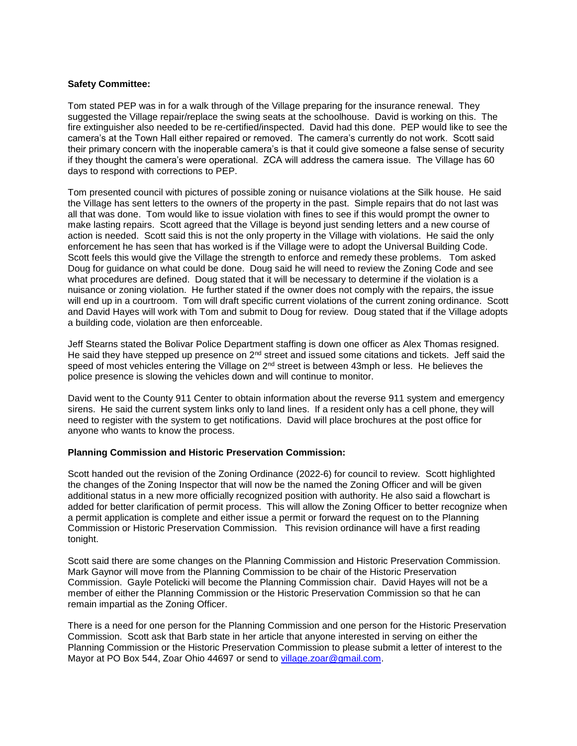**Safety Committee:**

Tom stated PEP was in for a walk through of the Village preparing for the insurance renewal. They suggested the Village repair/replace the swing seats at the schoolhouse. David is working on this. The fire extinguisher also needed to be re-certified/inspected. David had this done. PEP would like to see the camera's at the Town Hall either repaired or removed. The camera's currently do not work. Scott said their primary concern with the inoperable camera's is that it could give someone a false sense of security if they thought the camera's were operational. ZCA will address the camera issue. The Village has 60 days to respond with corrections to PEP.

Tom presented council with pictures of possible zoning or nuisance violations at the Silk house. He said the Village has sent letters to the owners of the property in the past. Simple repairs that do not last was all that was done. Tom would like to issue violation with fines to see if this would prompt the owner to make lasting repairs. Scott agreed that the Village is beyond just sending letters and a new course of action is needed. Scott said this is not the only property in the Village with violations. He said the only enforcement he has seen that has worked is if the Village were to adopt the Universal Building Code. Scott feels this would give the Village the strength to enforce and remedy these problems. Tom asked Doug for guidance on what could be done. Doug said he will need to review the Zoning Code and see what procedures are defined. Doug stated that it will be necessary to determine if the violation is a nuisance or zoning violation. He further stated if the owner does not comply with the repairs, the issue will end up in a courtroom. Tom will draft specific current violations of the current zoning ordinance. Scott and David Hayes will work with Tom and submit to Doug for review. Doug stated that if the Village adopts a building code, violation are then enforceable.

Jeff Stearns stated the Bolivar Police Department staffing is down one officer as Alex Thomas resigned. He said they have stepped up presence on 2nd street and issued some citations and tickets. Jeff said the speed of most vehicles entering the Village on 2nd street is between 43mph or less. He believes the police presence is slowing the vehicles down and will continue to monitor.

David went to the County 911 Center to obtain information about the reverse 911 system and emergency sirens. He said the current system links only to land lines. If a resident only has a cell phone, they will need to register with the system to get notifications. David will place brochures at the post office for anyone who wants to know the process.

**Planning Commission and Historic Preservation Commission:**

Scott handed out the revision of the Zoning Ordinance (2022-6) for council to review. Scott highlighted the changes of the Zoning Inspector that will now be the named the Zoning Officer and will be given additional status in a new more officially recognized position with authority. He also said a flowchart is added for better clarification of permit process. This will allow the Zoning Officer to better recognize when a permit application is complete and either issue a permit or forward the request on to the Planning Commission or Historic Preservation Commission. This revision ordinance will have a first reading tonight.

Scott said there are some changes on the Planning Commission and Historic Preservation Commission. Mark Gaynor will move from the Planning Commission to be chair of the Historic Preservation Commission. Gayle Potelicki will become the Planning Commission chair. David Hayes will not be a member of either the Planning Commission or the Historic Preservation Commission so that he can remain impartial as the Zoning Officer.

There is a need for one person for the Planning Commission and one person for the Historic Preservation Commission. Scott ask that Barb state in her article that anyone interested in serving on either the Planning Commission or the Historic Preservation Commission to please submit a letter of interest to the Mayor at PO Box 544, Zoar Ohio 44697 or send to village.zoar@gmail.com.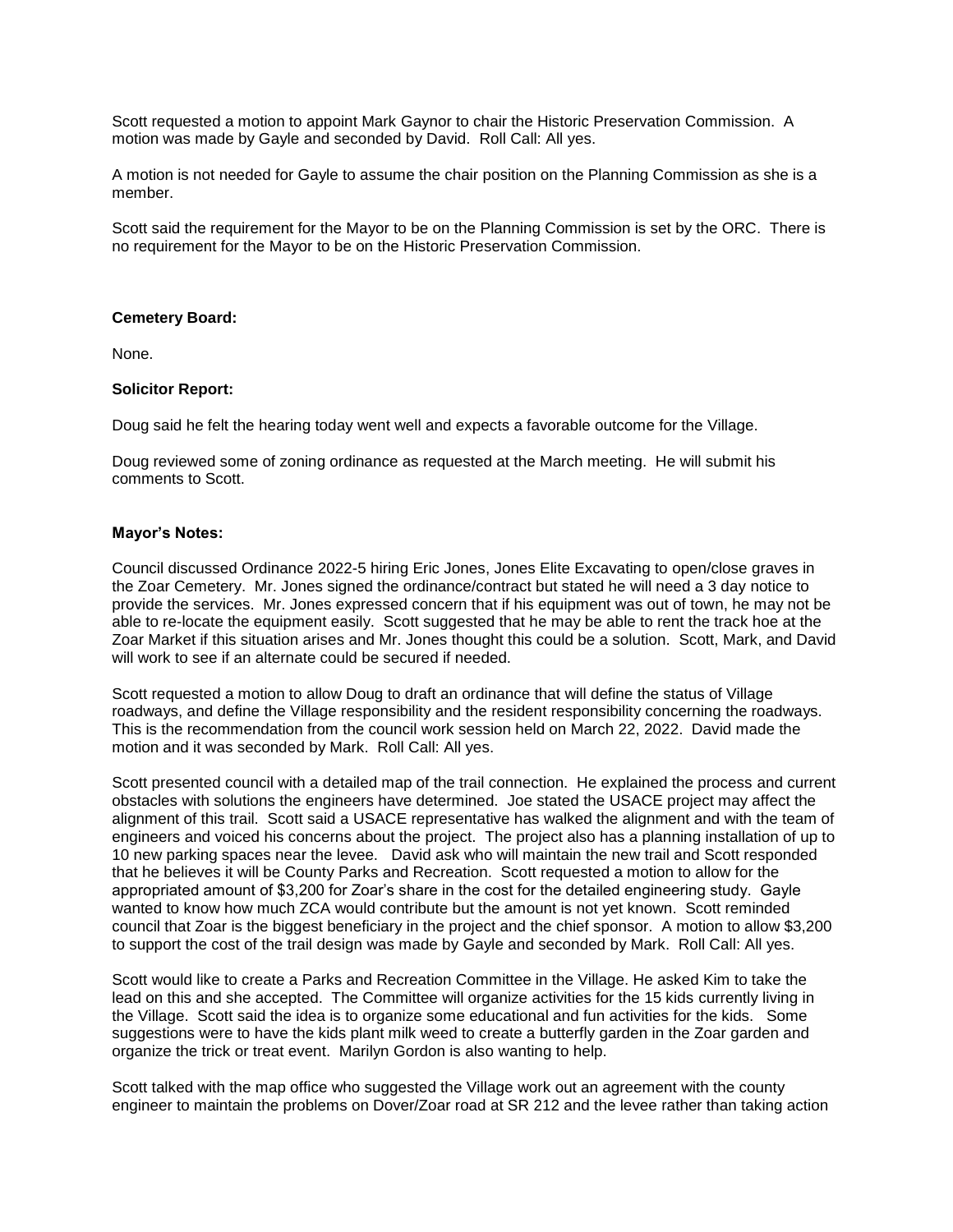Scott requested a motion to appoint Mark Gaynor to chair the Historic Preservation Commission. A motion was made by Gayle and seconded by David. Roll Call: All yes.

A motion is not needed for Gayle to assume the chair position on the Planning Commission as she is a member.

Scott said the requirement for the Mayor to be on the Planning Commission is set by the ORC. There is no requirement for the Mayor to be on the Historic Preservation Commission.

**Cemetery Board:**

None.

**Solicitor Report:**

Doug said he felt the hearing today went well and expects a favorable outcome for the Village.

Doug reviewed some of zoning ordinance as requested at the March meeting. He will submit his comments to Scott.

**Mayor's Notes:**

Council discussed Ordinance 2022-5 hiring Eric Jones, Jones Elite Excavating to open/close graves in the Zoar Cemetery. Mr. Jones signed the ordinance/contract but stated he will need a 3 day notice to provide the services. Mr. Jones expressed concern that if his equipment was out of town, he may not be able to re-locate the equipment easily. Scott suggested that he may be able to rent the track hoe at the Zoar Market if this situation arises and Mr. Jones thought this could be a solution. Scott, Mark, and David will work to see if an alternate could be secured if needed.

Scott requested a motion to allow Doug to draft an ordinance that will define the status of Village roadways, and define the Village responsibility and the resident responsibility concerning the roadways. This is the recommendation from the council work session held on March 22, 2022. David made the motion and it was seconded by Mark. Roll Call: All yes.

Scott presented council with a detailed map of the trail connection. He explained the process and current obstacles with solutions the engineers have determined. Joe stated the USACE project may affect the alignment of this trail. Scott said a USACE representative has walked the alignment and with the team of engineers and voiced his concerns about the project. The project also has a planning installation of up to 10 new parking spaces near the levee. David ask who will maintain the new trail and Scott responded that he believes it will be County Parks and Recreation. Scott requested a motion to allow for the appropriated amount of $3,200 for Zoar's share in the cost for the detailed engineering study. Gayle wanted to know how much ZCA would contribute but the amount is not yet known. Scott reminded council that Zoar is the biggest beneficiary in the project and the chief sponsor. A motion to allow $3,200 to support the cost of the trail design was made by Gayle and seconded by Mark. Roll Call: All yes.

Scott would like to create a Parks and Recreation Committee in the Village. He asked Kim to take the lead on this and she accepted. The Committee will organize activities for the 15 kids currently living in the Village. Scott said the idea is to organize some educational and fun activities for the kids. Some suggestions were to have the kids plant milk weed to create a butterfly garden in the Zoar garden and organize the trick or treat event. Marilyn Gordon is also wanting to help.

Scott talked with the map office who suggested the Village work out an agreement with the county engineer to maintain the problems on Dover/Zoar road at SR 212 and the levee rather than taking action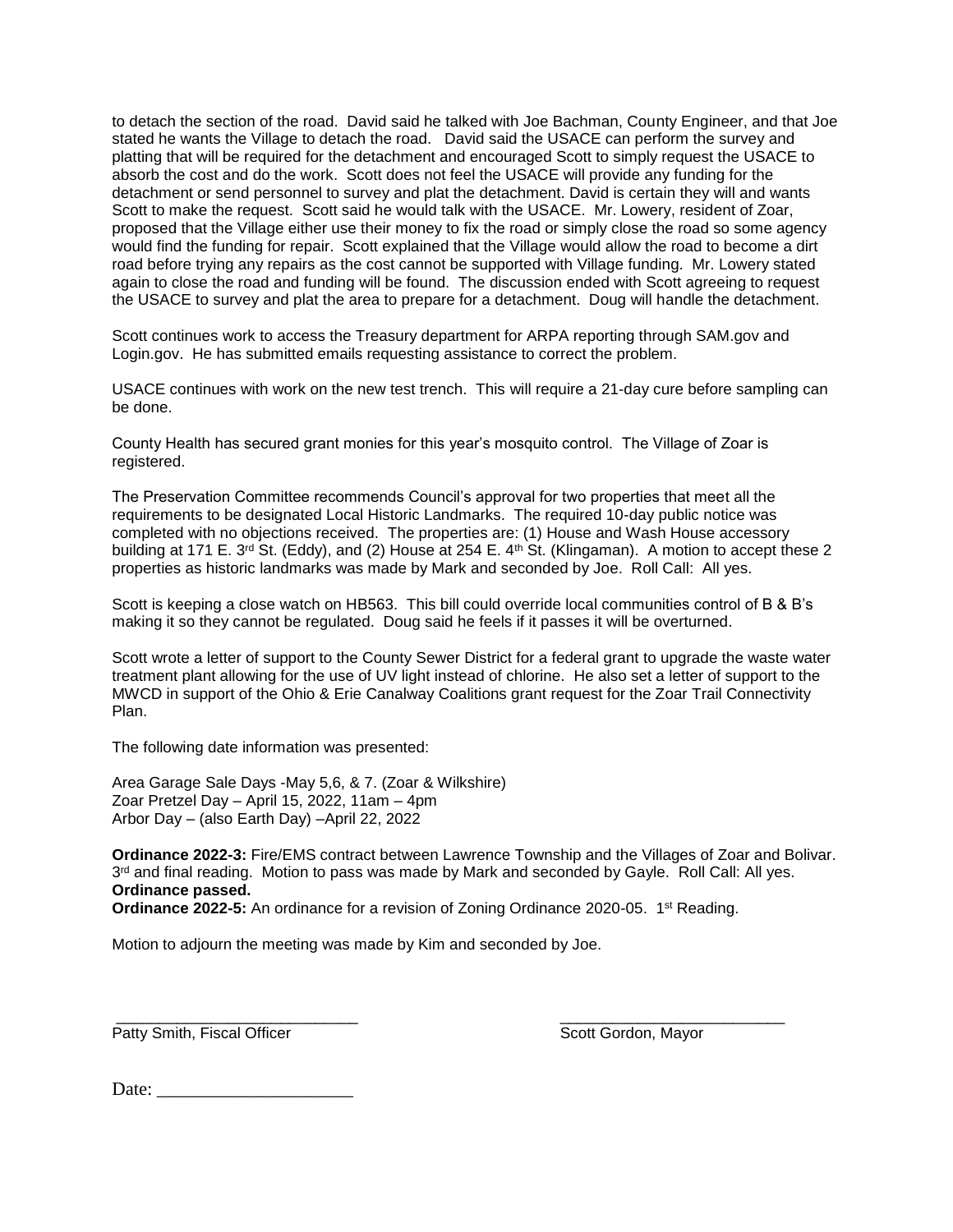to detach the section of the road. David said he talked with Joe Bachman, County Engineer, and that Joe stated he wants the Village to detach the road. David said the USACE can perform the survey and platting that will be required for the detachment and encouraged Scott to simply request the USACE to absorb the cost and do the work. Scott does not feel the USACE will provide any funding for the detachment or send personnel to survey and plat the detachment. David is certain they will and wants Scott to make the request. Scott said he would talk with the USACE. Mr. Lowery, resident of Zoar, proposed that the Village either use their money to fix the road or simply close the road so some agency would find the funding for repair. Scott explained that the Village would allow the road to become a dirt road before trying any repairs as the cost cannot be supported with Village funding. Mr. Lowery stated again to close the road and funding will be found. The discussion ended with Scott agreeing to request the USACE to survey and plat the area to prepare for a detachment. Doug will handle the detachment.

Scott continues work to access the Treasury department for ARPA reporting through SAM.gov and Login.gov. He has submitted emails requesting assistance to correct the problem.

USACE continues with work on the new test trench. This will require a 21-day cure before sampling can be done.

County Health has secured grant monies for this year's mosquito control. The Village of Zoar is registered.

The Preservation Committee recommends Council's approval for two properties that meet all the requirements to be designated Local Historic Landmarks. The required 10-day public notice was completed with no objections received. The properties are: (1) House and Wash House accessory building at 171 E. 3rd St. (Eddy), and (2) House at 254 E. 4th St. (Klingaman). A motion to accept these 2 properties as historic landmarks was made by Mark and seconded by Joe. Roll Call: All yes.

Scott is keeping a close watch on HB563. This bill could override local communities control of B & B's making it so they cannot be regulated. Doug said he feels if it passes it will be overturned.

Scott wrote a letter of support to the County Sewer District for a federal grant to upgrade the waste water treatment plant allowing for the use of UV light instead of chlorine. He also set a letter of support to the MWCD in support of the Ohio & Erie Canalway Coalitions grant request for the Zoar Trail Connectivity Plan.

The following date information was presented:

Area Garage Sale Days -May 5,6, & 7. (Zoar & Wilkshire)
Zoar Pretzel Day – April 15, 2022, 11am – 4pm
Arbor Day – (also Earth Day) –April 22, 2022

**Ordinance 2022-3:** Fire/EMS contract between Lawrence Township and the Villages of Zoar and Bolivar. 3rd and final reading. Motion to pass was made by Mark and seconded by Gayle. Roll Call: All yes.
**Ordinance passed.**
**Ordinance 2022-5:** An ordinance for a revision of Zoning Ordinance 2020-05. 1st Reading.

Motion to adjourn the meeting was made by Kim and seconded by Joe.

\_\_\_\_\_\_\_\_\_\_\_\_\_\_\_\_\_\_\_\_\_\_\_\_\_\_\_\_ &nbsp;&nbsp;&nbsp;&nbsp;&nbsp;&nbsp;&nbsp;&nbsp; \_\_\_\_\_\_\_\_\_\_\_\_\_\_\_\_\_\_\_\_\_\_\_\_\_\_
Patty Smith, Fiscal Officer &nbsp;&nbsp;&nbsp;&nbsp;&nbsp;&nbsp;&nbsp;&nbsp; Scott Gordon, Mayor

Date: \_\_\_\_\_\_\_\_\_\_\_\_\_\_\_\_\_\_\_\_\_